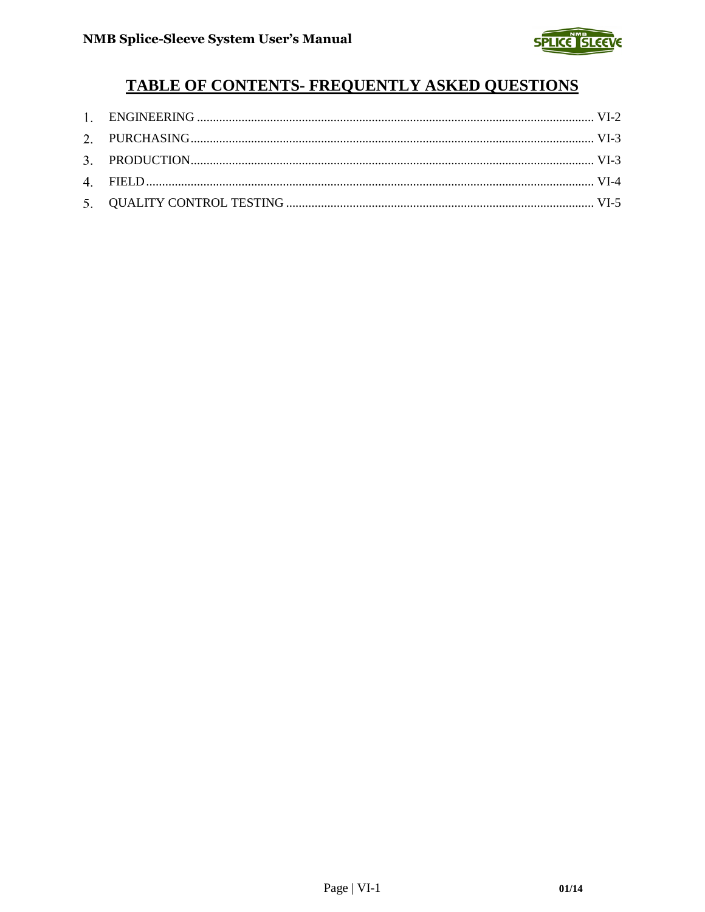# TABLE OF CONTENTS- FREQUENTLY ASKED QUESTIONS

1. ENGINEERING ............................................................ VI-2
2. PURCHASING.............................................................. VI-3
3. PRODUCTION.............................................................. VI-3
4. FIELD ...................................................................... VI-4
5. QUALITY CONTROL TESTING ........................................ VI-5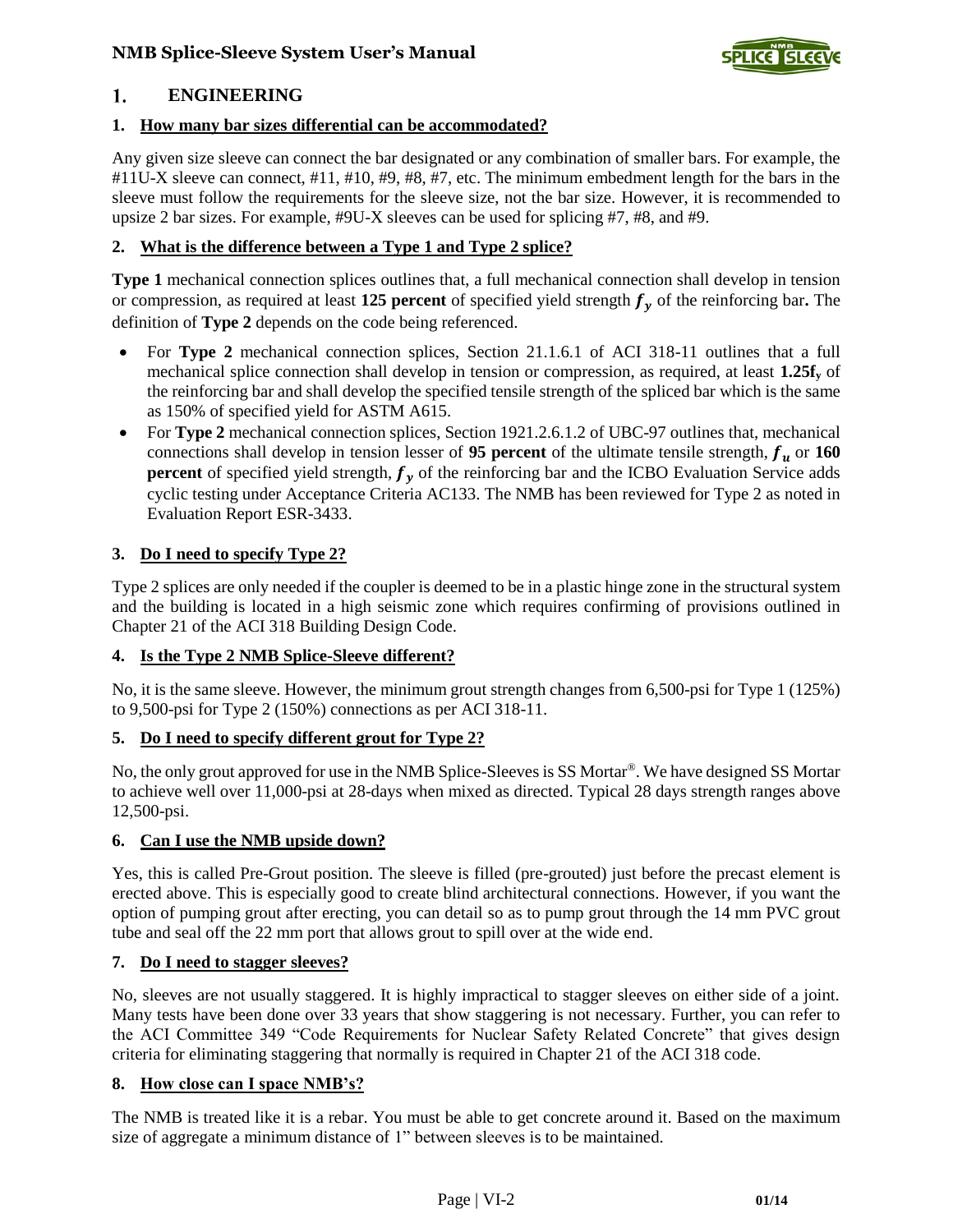# 1. ENGINEERING

**1. How many bar sizes differential can be accommodated?**

Any given size sleeve can connect the bar designated or any combination of smaller bars. For example, the #11U-X sleeve can connect, #11, #10, #9, #8, #7, etc. The minimum embedment length for the bars in the sleeve must follow the requirements for the sleeve size, not the bar size. However, it is recommended to upsize 2 bar sizes. For example, #9U-X sleeves can be used for splicing #7, #8, and #9.

**2. What is the difference between a Type 1 and Type 2 splice?**

**Type 1** mechanical connection splices outlines that, a full mechanical connection shall develop in tension or compression, as required at least **125 percent** of specified yield strength $f_y$ of the reinforcing bar**.** The definition of **Type 2** depends on the code being referenced.

- For **Type 2** mechanical connection splices, Section 21.1.6.1 of ACI 318-11 outlines that a full mechanical splice connection shall develop in tension or compression, as required, at least $1.25f_y$ of the reinforcing bar and shall develop the specified tensile strength of the spliced bar which is the same as 150% of specified yield for ASTM A615.
- For **Type 2** mechanical connection splices, Section 1921.2.6.1.2 of UBC-97 outlines that, mechanical connections shall develop in tension lesser of **95 percent** of the ultimate tensile strength, $f_u$ or **160 percent** of specified yield strength, $f_y$ of the reinforcing bar and the ICBO Evaluation Service adds cyclic testing under Acceptance Criteria AC133. The NMB has been reviewed for Type 2 as noted in Evaluation Report ESR-3433.

**3. Do I need to specify Type 2?**

Type 2 splices are only needed if the coupler is deemed to be in a plastic hinge zone in the structural system and the building is located in a high seismic zone which requires confirming of provisions outlined in Chapter 21 of the ACI 318 Building Design Code.

**4. Is the Type 2 NMB Splice-Sleeve different?**

No, it is the same sleeve. However, the minimum grout strength changes from 6,500-psi for Type 1 (125%) to 9,500-psi for Type 2 (150%) connections as per ACI 318-11.

**5. Do I need to specify different grout for Type 2?**

No, the only grout approved for use in the NMB Splice-Sleeves is SS Mortar®. We have designed SS Mortar to achieve well over 11,000-psi at 28-days when mixed as directed. Typical 28 days strength ranges above 12,500-psi.

**6. Can I use the NMB upside down?**

Yes, this is called Pre-Grout position. The sleeve is filled (pre-grouted) just before the precast element is erected above. This is especially good to create blind architectural connections. However, if you want the option of pumping grout after erecting, you can detail so as to pump grout through the 14 mm PVC grout tube and seal off the 22 mm port that allows grout to spill over at the wide end.

**7. Do I need to stagger sleeves?**

No, sleeves are not usually staggered. It is highly impractical to stagger sleeves on either side of a joint. Many tests have been done over 33 years that show staggering is not necessary. Further, you can refer to the ACI Committee 349 "Code Requirements for Nuclear Safety Related Concrete" that gives design criteria for eliminating staggering that normally is required in Chapter 21 of the ACI 318 code.

**8. How close can I space NMB's?**

The NMB is treated like it is a rebar. You must be able to get concrete around it. Based on the maximum size of aggregate a minimum distance of 1" between sleeves is to be maintained.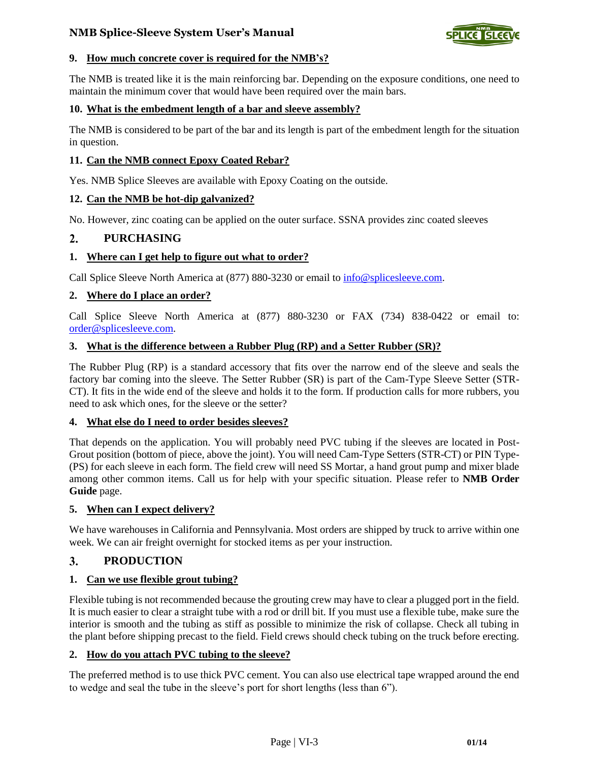### 9. How much concrete cover is required for the NMB's?

The NMB is treated like it is the main reinforcing bar. Depending on the exposure conditions, one need to maintain the minimum cover that would have been required over the main bars.

### 10. What is the embedment length of a bar and sleeve assembly?

The NMB is considered to be part of the bar and its length is part of the embedment length for the situation in question.

### 11. Can the NMB connect Epoxy Coated Rebar?

Yes. NMB Splice Sleeves are available with Epoxy Coating on the outside.

### 12. Can the NMB be hot-dip galvanized?

No. However, zinc coating can be applied on the outer surface. SSNA provides zinc coated sleeves

## 2. PURCHASING

### 1. Where can I get help to figure out what to order?

Call Splice Sleeve North America at (877) 880-3230 or email to info@splicesleeve.com.

### 2. Where do I place an order?

Call Splice Sleeve North America at (877) 880-3230 or FAX (734) 838-0422 or email to: order@splicesleeve.com.

### 3. What is the difference between a Rubber Plug (RP) and a Setter Rubber (SR)?

The Rubber Plug (RP) is a standard accessory that fits over the narrow end of the sleeve and seals the factory bar coming into the sleeve. The Setter Rubber (SR) is part of the Cam-Type Sleeve Setter (STR-CT). It fits in the wide end of the sleeve and holds it to the form. If production calls for more rubbers, you need to ask which ones, for the sleeve or the setter?

### 4. What else do I need to order besides sleeves?

That depends on the application. You will probably need PVC tubing if the sleeves are located in Post-Grout position (bottom of piece, above the joint). You will need Cam-Type Setters (STR-CT) or PIN Type-(PS) for each sleeve in each form. The field crew will need SS Mortar, a hand grout pump and mixer blade among other common items. Call us for help with your specific situation. Please refer to **NMB Order Guide** page.

### 5. When can I expect delivery?

We have warehouses in California and Pennsylvania. Most orders are shipped by truck to arrive within one week. We can air freight overnight for stocked items as per your instruction.

## 3. PRODUCTION

### 1. Can we use flexible grout tubing?

Flexible tubing is not recommended because the grouting crew may have to clear a plugged port in the field. It is much easier to clear a straight tube with a rod or drill bit. If you must use a flexible tube, make sure the interior is smooth and the tubing as stiff as possible to minimize the risk of collapse. Check all tubing in the plant before shipping precast to the field. Field crews should check tubing on the truck before erecting.

### 2. How do you attach PVC tubing to the sleeve?

The preferred method is to use thick PVC cement. You can also use electrical tape wrapped around the end to wedge and seal the tube in the sleeve's port for short lengths (less than 6").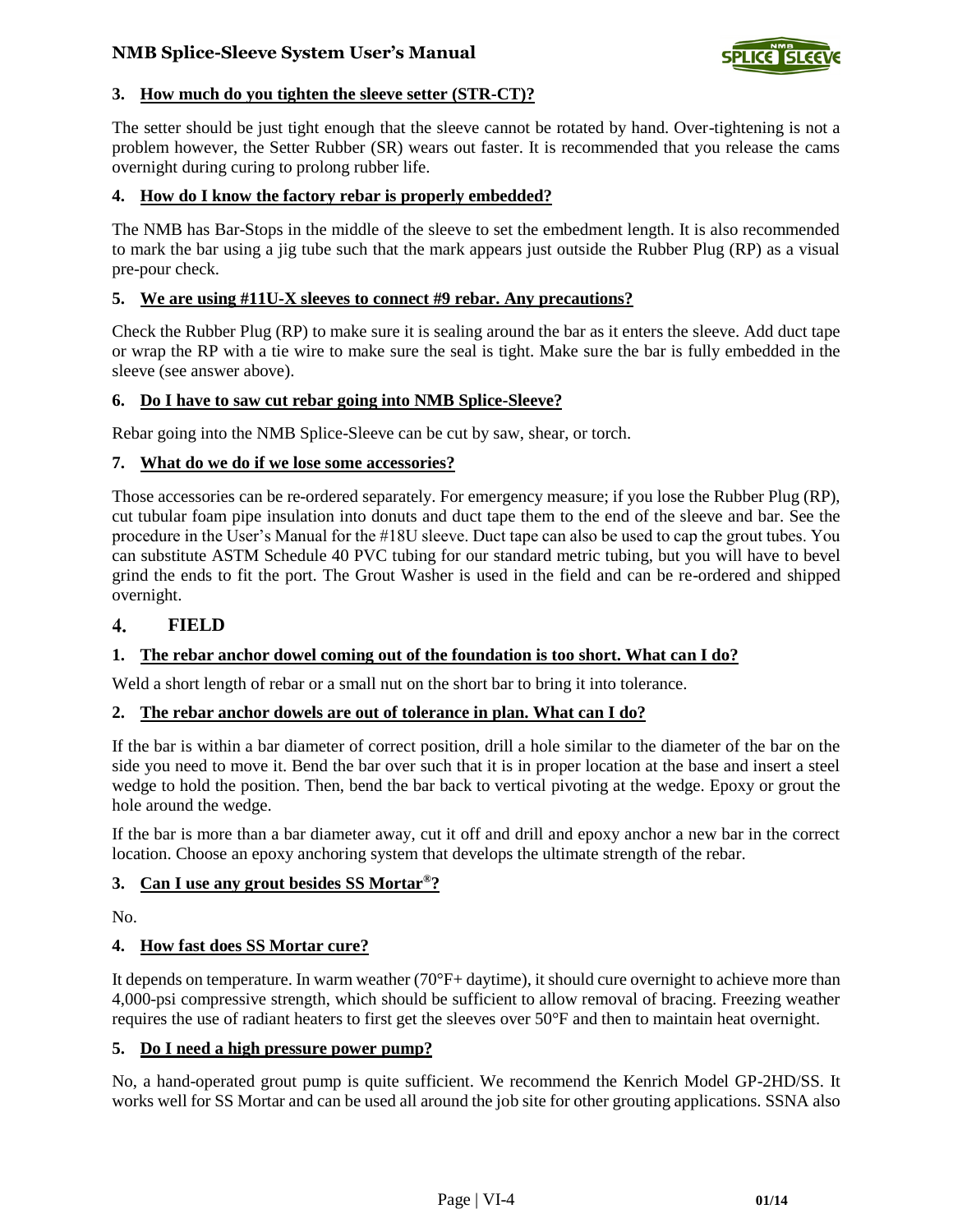### 3. How much do you tighten the sleeve setter (STR-CT)?

The setter should be just tight enough that the sleeve cannot be rotated by hand. Over-tightening is not a problem however, the Setter Rubber (SR) wears out faster. It is recommended that you release the cams overnight during curing to prolong rubber life.

### 4. How do I know the factory rebar is properly embedded?

The NMB has Bar-Stops in the middle of the sleeve to set the embedment length. It is also recommended to mark the bar using a jig tube such that the mark appears just outside the Rubber Plug (RP) as a visual pre-pour check.

### 5. We are using #11U-X sleeves to connect #9 rebar. Any precautions?

Check the Rubber Plug (RP) to make sure it is sealing around the bar as it enters the sleeve. Add duct tape or wrap the RP with a tie wire to make sure the seal is tight. Make sure the bar is fully embedded in the sleeve (see answer above).

### 6. Do I have to saw cut rebar going into NMB Splice-Sleeve?

Rebar going into the NMB Splice-Sleeve can be cut by saw, shear, or torch.

### 7. What do we do if we lose some accessories?

Those accessories can be re-ordered separately. For emergency measure; if you lose the Rubber Plug (RP), cut tubular foam pipe insulation into donuts and duct tape them to the end of the sleeve and bar. See the procedure in the User's Manual for the #18U sleeve. Duct tape can also be used to cap the grout tubes. You can substitute ASTM Schedule 40 PVC tubing for our standard metric tubing, but you will have to bevel grind the ends to fit the port. The Grout Washer is used in the field and can be re-ordered and shipped overnight.

## 4. FIELD

### 1. The rebar anchor dowel coming out of the foundation is too short. What can I do?

Weld a short length of rebar or a small nut on the short bar to bring it into tolerance.

### 2. The rebar anchor dowels are out of tolerance in plan. What can I do?

If the bar is within a bar diameter of correct position, drill a hole similar to the diameter of the bar on the side you need to move it. Bend the bar over such that it is in proper location at the base and insert a steel wedge to hold the position. Then, bend the bar back to vertical pivoting at the wedge. Epoxy or grout the hole around the wedge.

If the bar is more than a bar diameter away, cut it off and drill and epoxy anchor a new bar in the correct location. Choose an epoxy anchoring system that develops the ultimate strength of the rebar.

### 3. Can I use any grout besides SS Mortar®?

No.

### 4. How fast does SS Mortar cure?

It depends on temperature. In warm weather (70°F+ daytime), it should cure overnight to achieve more than 4,000-psi compressive strength, which should be sufficient to allow removal of bracing. Freezing weather requires the use of radiant heaters to first get the sleeves over 50°F and then to maintain heat overnight.

### 5. Do I need a high pressure power pump?

No, a hand-operated grout pump is quite sufficient. We recommend the Kenrich Model GP-2HD/SS. It works well for SS Mortar and can be used all around the job site for other grouting applications. SSNA also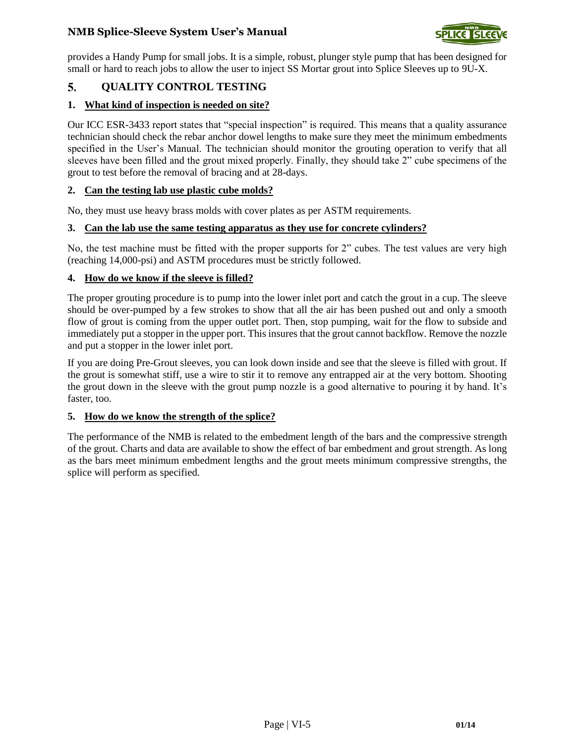provides a Handy Pump for small jobs. It is a simple, robust, plunger style pump that has been designed for small or hard to reach jobs to allow the user to inject SS Mortar grout into Splice Sleeves up to 9U-X.

## 5. QUALITY CONTROL TESTING

### 1. What kind of inspection is needed on site?

Our ICC ESR-3433 report states that "special inspection" is required. This means that a quality assurance technician should check the rebar anchor dowel lengths to make sure they meet the minimum embedments specified in the User's Manual. The technician should monitor the grouting operation to verify that all sleeves have been filled and the grout mixed properly. Finally, they should take 2" cube specimens of the grout to test before the removal of bracing and at 28-days.

### 2. Can the testing lab use plastic cube molds?

No, they must use heavy brass molds with cover plates as per ASTM requirements.

### 3. Can the lab use the same testing apparatus as they use for concrete cylinders?

No, the test machine must be fitted with the proper supports for 2" cubes. The test values are very high (reaching 14,000-psi) and ASTM procedures must be strictly followed.

### 4. How do we know if the sleeve is filled?

The proper grouting procedure is to pump into the lower inlet port and catch the grout in a cup. The sleeve should be over-pumped by a few strokes to show that all the air has been pushed out and only a smooth flow of grout is coming from the upper outlet port. Then, stop pumping, wait for the flow to subside and immediately put a stopper in the upper port. This insures that the grout cannot backflow. Remove the nozzle and put a stopper in the lower inlet port.

If you are doing Pre-Grout sleeves, you can look down inside and see that the sleeve is filled with grout. If the grout is somewhat stiff, use a wire to stir it to remove any entrapped air at the very bottom. Shooting the grout down in the sleeve with the grout pump nozzle is a good alternative to pouring it by hand. It's faster, too.

### 5. How do we know the strength of the splice?

The performance of the NMB is related to the embedment length of the bars and the compressive strength of the grout. Charts and data are available to show the effect of bar embedment and grout strength. As long as the bars meet minimum embedment lengths and the grout meets minimum compressive strengths, the splice will perform as specified.